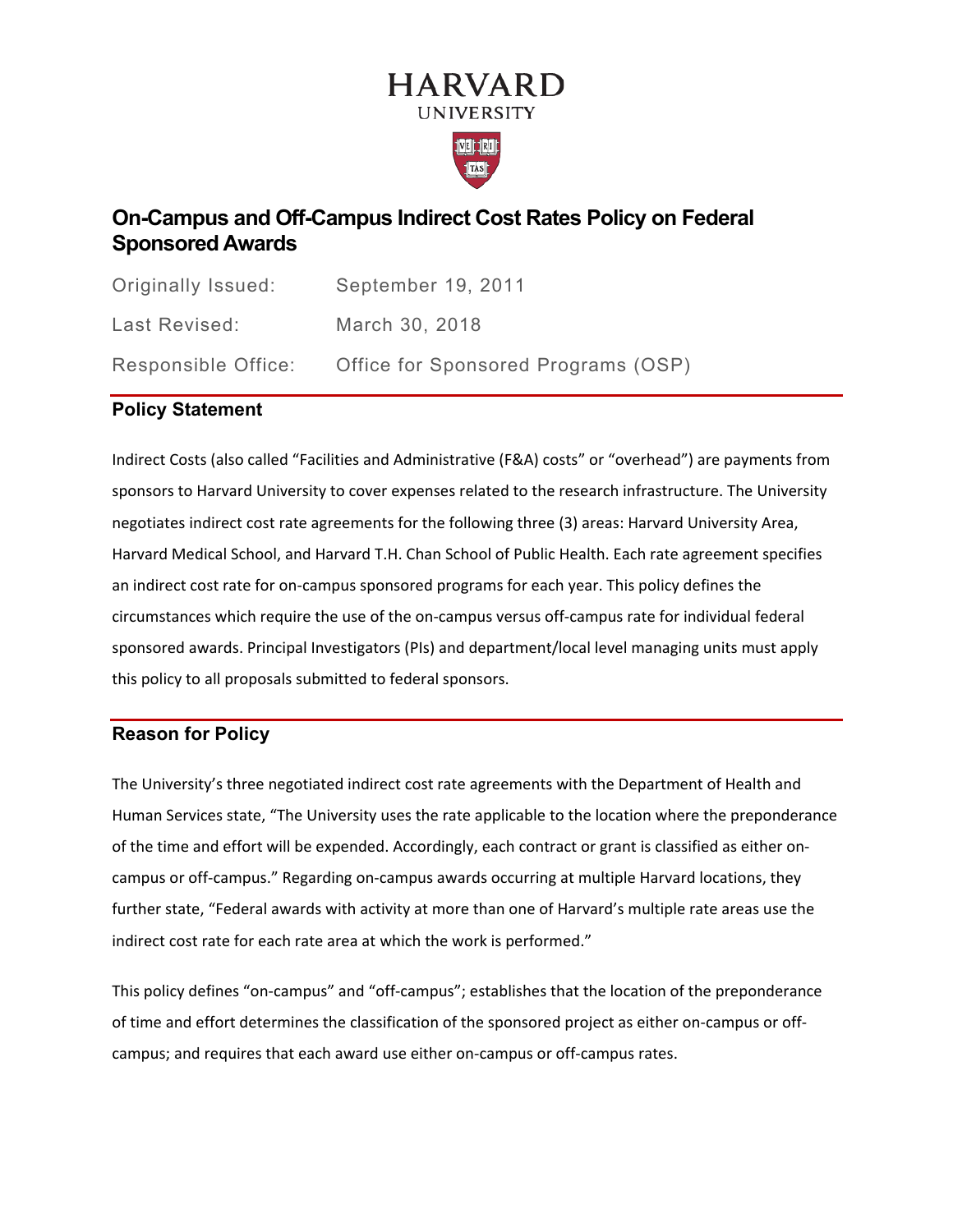HARVARD
UNIVERSITY

# On-Campus and Off-Campus Indirect Cost Rates Policy on Federal Sponsored Awards

| | |
|---|---|
| Originally Issued: | September 19, 2011 |
| Last Revised: | March 30, 2018 |
| Responsible Office: | Office for Sponsored Programs (OSP) |

## Policy Statement

Indirect Costs (also called "Facilities and Administrative (F&A) costs" or "overhead") are payments from sponsors to Harvard University to cover expenses related to the research infrastructure. The University negotiates indirect cost rate agreements for the following three (3) areas: Harvard University Area, Harvard Medical School, and Harvard T.H. Chan School of Public Health. Each rate agreement specifies an indirect cost rate for on-campus sponsored programs for each year. This policy defines the circumstances which require the use of the on-campus versus off-campus rate for individual federal sponsored awards. Principal Investigators (PIs) and department/local level managing units must apply this policy to all proposals submitted to federal sponsors.

## Reason for Policy

The University's three negotiated indirect cost rate agreements with the Department of Health and Human Services state, "The University uses the rate applicable to the location where the preponderance of the time and effort will be expended. Accordingly, each contract or grant is classified as either on-campus or off-campus." Regarding on-campus awards occurring at multiple Harvard locations, they further state, "Federal awards with activity at more than one of Harvard's multiple rate areas use the indirect cost rate for each rate area at which the work is performed."

This policy defines "on-campus" and "off-campus"; establishes that the location of the preponderance of time and effort determines the classification of the sponsored project as either on-campus or off-campus; and requires that each award use either on-campus or off-campus rates.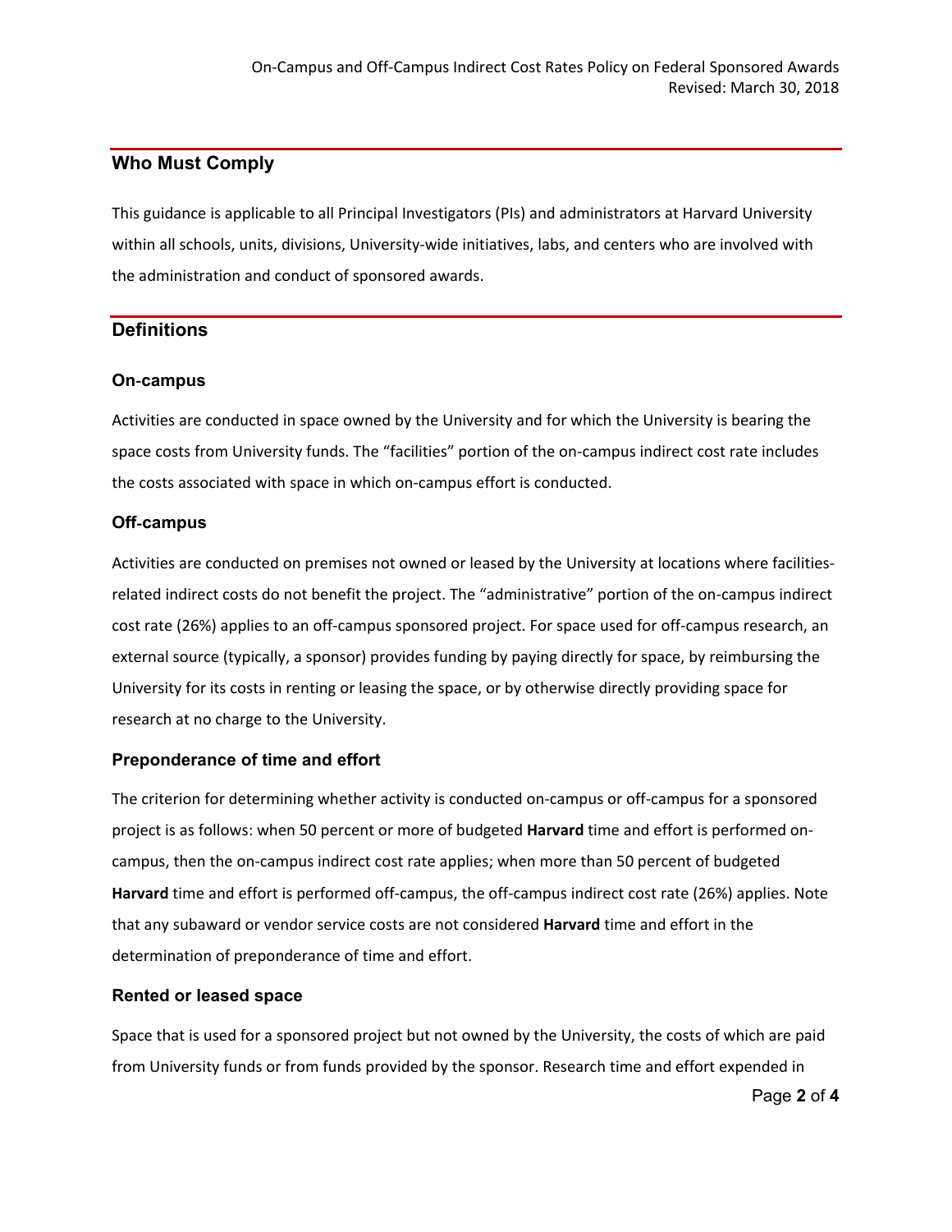## Who Must Comply

This guidance is applicable to all Principal Investigators (PIs) and administrators at Harvard University within all schools, units, divisions, University-wide initiatives, labs, and centers who are involved with the administration and conduct of sponsored awards.

## Definitions

### On-campus

Activities are conducted in space owned by the University and for which the University is bearing the space costs from University funds. The "facilities" portion of the on-campus indirect cost rate includes the costs associated with space in which on-campus effort is conducted.

### Off-campus

Activities are conducted on premises not owned or leased by the University at locations where facilities-related indirect costs do not benefit the project. The "administrative" portion of the on-campus indirect cost rate (26%) applies to an off-campus sponsored project. For space used for off-campus research, an external source (typically, a sponsor) provides funding by paying directly for space, by reimbursing the University for its costs in renting or leasing the space, or by otherwise directly providing space for research at no charge to the University.

### Preponderance of time and effort

The criterion for determining whether activity is conducted on-campus or off-campus for a sponsored project is as follows: when 50 percent or more of budgeted **Harvard** time and effort is performed on-campus, then the on-campus indirect cost rate applies; when more than 50 percent of budgeted **Harvard** time and effort is performed off-campus, the off-campus indirect cost rate (26%) applies. Note that any subaward or vendor service costs are not considered **Harvard** time and effort in the determination of preponderance of time and effort.

### Rented or leased space

Space that is used for a sponsored project but not owned by the University, the costs of which are paid from University funds or from funds provided by the sponsor. Research time and effort expended in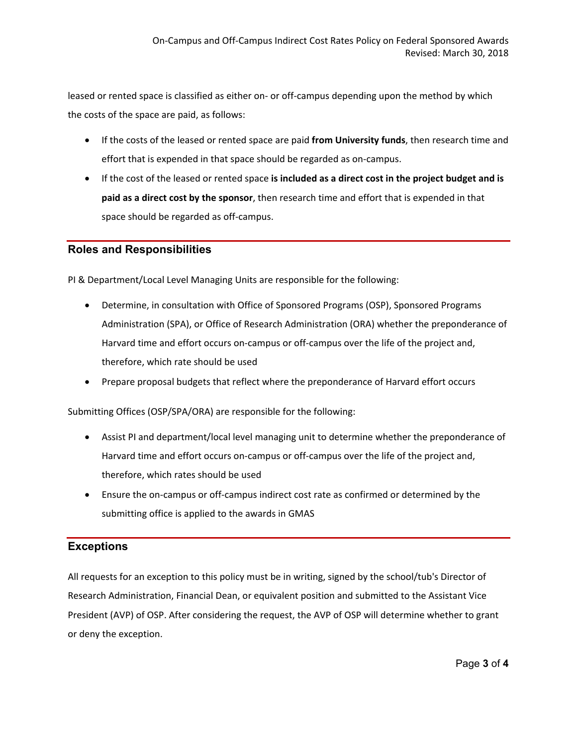leased or rented space is classified as either on- or off-campus depending upon the method by which the costs of the space are paid, as follows:

- If the costs of the leased or rented space are paid **from University funds**, then research time and effort that is expended in that space should be regarded as on-campus.
- If the cost of the leased or rented space **is included as a direct cost in the project budget and is paid as a direct cost by the sponsor**, then research time and effort that is expended in that space should be regarded as off-campus.

## Roles and Responsibilities

PI & Department/Local Level Managing Units are responsible for the following:

- Determine, in consultation with Office of Sponsored Programs (OSP), Sponsored Programs Administration (SPA), or Office of Research Administration (ORA) whether the preponderance of Harvard time and effort occurs on-campus or off-campus over the life of the project and, therefore, which rate should be used
- Prepare proposal budgets that reflect where the preponderance of Harvard effort occurs

Submitting Offices (OSP/SPA/ORA) are responsible for the following:

- Assist PI and department/local level managing unit to determine whether the preponderance of Harvard time and effort occurs on-campus or off-campus over the life of the project and, therefore, which rates should be used
- Ensure the on-campus or off-campus indirect cost rate as confirmed or determined by the submitting office is applied to the awards in GMAS

## Exceptions

All requests for an exception to this policy must be in writing, signed by the school/tub's Director of Research Administration, Financial Dean, or equivalent position and submitted to the Assistant Vice President (AVP) of OSP. After considering the request, the AVP of OSP will determine whether to grant or deny the exception.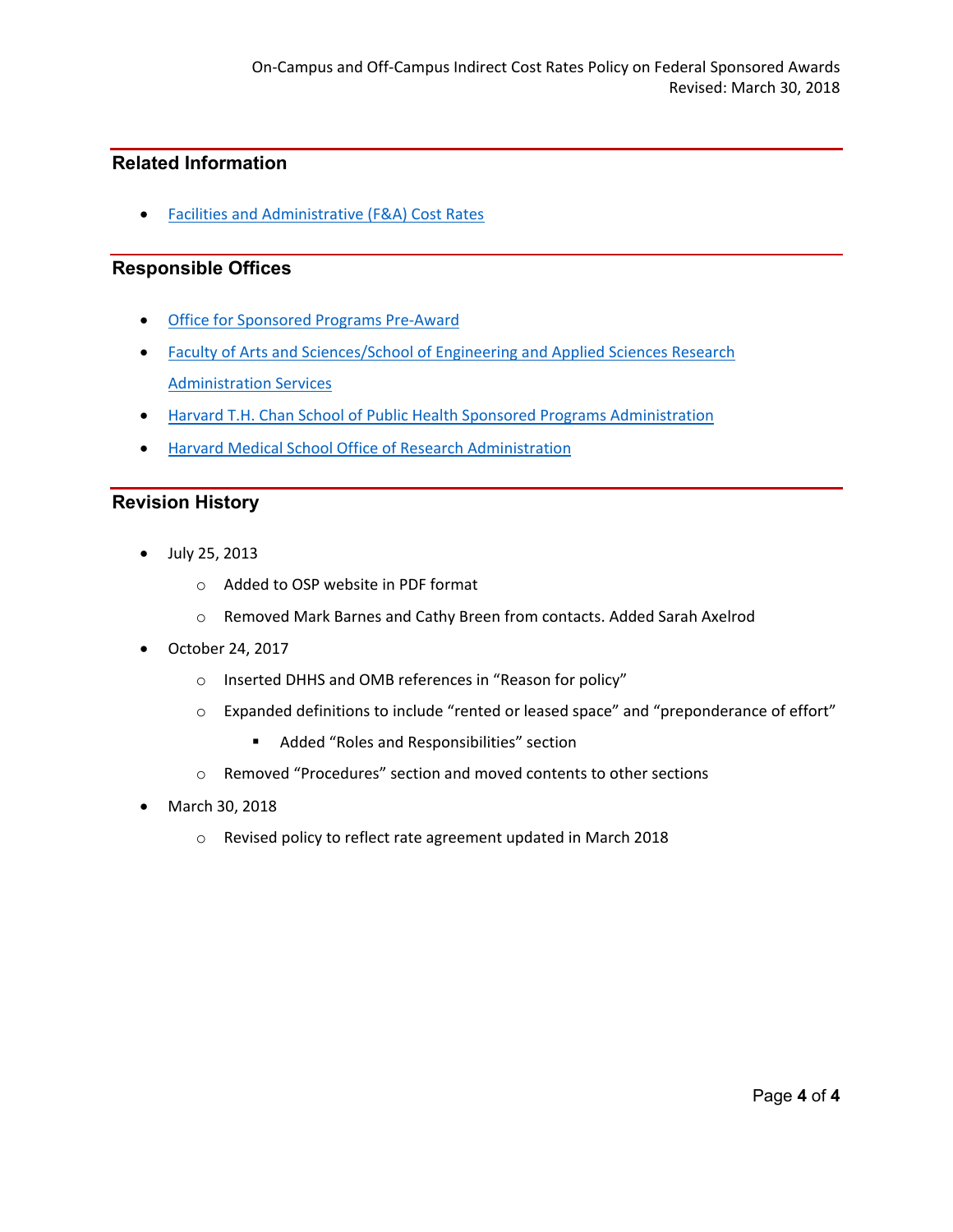## Related Information

- Facilities and Administrative (F&A) Cost Rates

## Responsible Offices

- Office for Sponsored Programs Pre-Award
- Faculty of Arts and Sciences/School of Engineering and Applied Sciences Research Administration Services
- Harvard T.H. Chan School of Public Health Sponsored Programs Administration
- Harvard Medical School Office of Research Administration

## Revision History

- July 25, 2013
  - Added to OSP website in PDF format
  - Removed Mark Barnes and Cathy Breen from contacts. Added Sarah Axelrod
- October 24, 2017
  - Inserted DHHS and OMB references in "Reason for policy"
  - Expanded definitions to include "rented or leased space" and "preponderance of effort"
    - Added "Roles and Responsibilities" section
  - Removed "Procedures" section and moved contents to other sections
- March 30, 2018
  - Revised policy to reflect rate agreement updated in March 2018